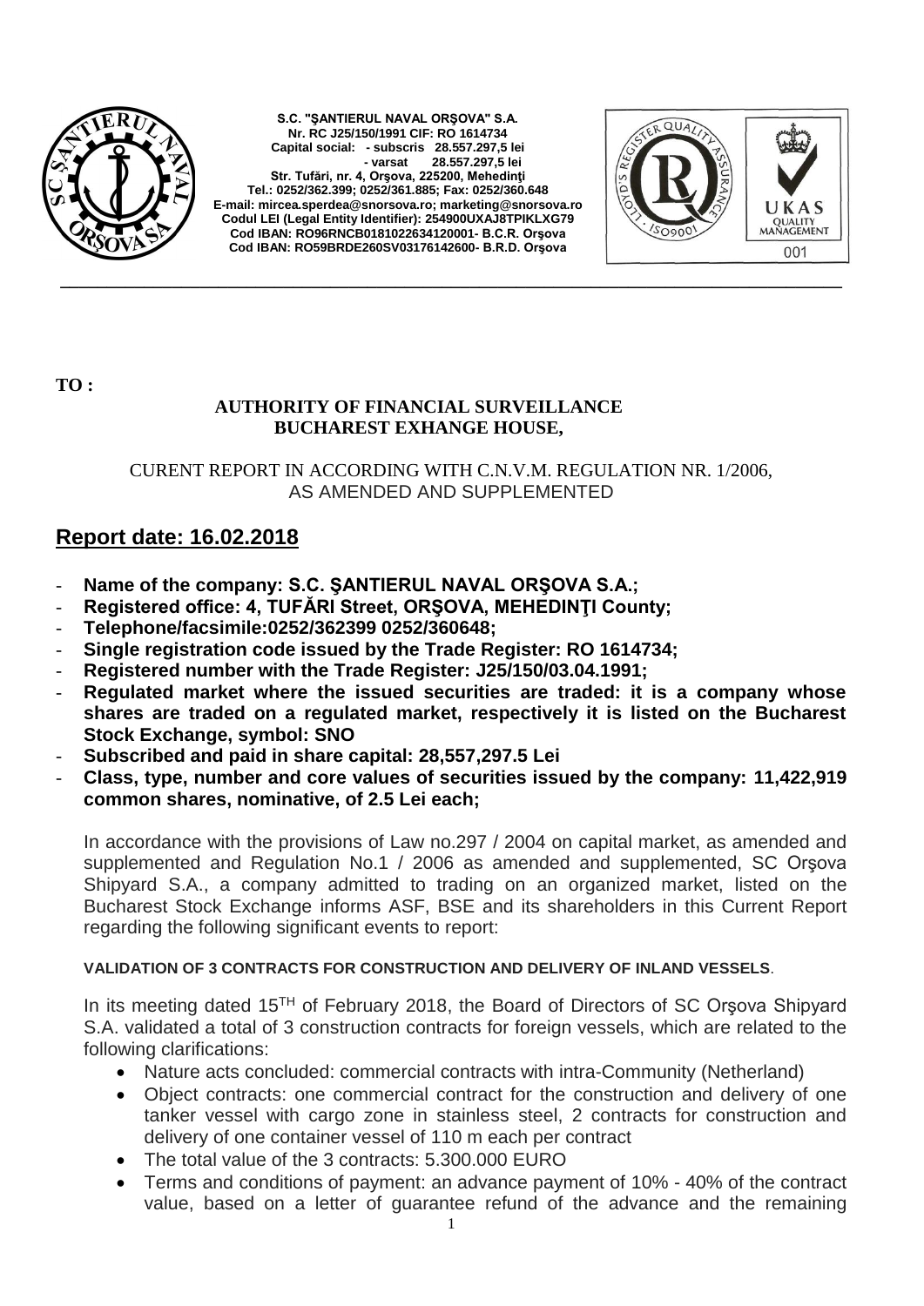**S.C. "ŞANTIERUL NAVAL ORŞOVA" S.A.**
**Nr. RC J25/150/1991 CIF: RO 1614734**
**Capital social: - subscris 28.557.297,5 lei**
**- varsat 28.557.297,5 lei**
**Str. Tufări, nr. 4, Orşova, 225200, Mehedinţi**
**Tel.: 0252/362.399; 0252/361.885; Fax: 0252/360.648**
**E-mail: mircea.sperdea@snorsova.ro; marketing@snorsova.ro**
**Codul LEI (Legal Entity Identifier): 254900UXAJ8TPIKLXG79**
**Cod IBAN: RO96RNCB0181022634120001- B.C.R. Orşova**
**Cod IBAN: RO59BRDE260SV03176142600- B.R.D. Orşova**

---

**TO :**

**AUTHORITY OF FINANCIAL SURVEILLANCE**
**BUCHAREST EXHANGE HOUSE,**

CURENT REPORT IN ACCORDING WITH C.N.V.M. REGULATION NR. 1/2006, AS AMENDED AND SUPPLEMENTED

## Report date: 16.02.2018

- **Name of the company: S.C. ŞANTIERUL NAVAL ORŞOVA S.A.;**
- **Registered office: 4, TUFĂRI Street, ORŞOVA, MEHEDINŢI County;**
- **Telephone/facsimile:0252/362399 0252/360648;**
- **Single registration code issued by the Trade Register: RO 1614734;**
- **Registered number with the Trade Register: J25/150/03.04.1991;**
- **Regulated market where the issued securities are traded: it is a company whose shares are traded on a regulated market, respectively it is listed on the Bucharest Stock Exchange, symbol: SNO**
- **Subscribed and paid in share capital: 28,557,297.5 Lei**
- **Class, type, number and core values of securities issued by the company: 11,422,919 common shares, nominative, of 2.5 Lei each;**

In accordance with the provisions of Law no.297 / 2004 on capital market, as amended and supplemented and Regulation No.1 / 2006 as amended and supplemented, SC Orşova Shipyard S.A., a company admitted to trading on an organized market, listed on the Bucharest Stock Exchange informs ASF, BSE and its shareholders in this Current Report regarding the following significant events to report:

**VALIDATION OF 3 CONTRACTS FOR CONSTRUCTION AND DELIVERY OF INLAND VESSELS**.

In its meeting dated 15TH of February 2018, the Board of Directors of SC Orşova Shipyard S.A. validated a total of 3 construction contracts for foreign vessels, which are related to the following clarifications:

- Nature acts concluded: commercial contracts with intra-Community (Netherland)
- Object contracts: one commercial contract for the construction and delivery of one tanker vessel with cargo zone in stainless steel, 2 contracts for construction and delivery of one container vessel of 110 m each per contract
- The total value of the 3 contracts: 5.300.000 EURO
- Terms and conditions of payment: an advance payment of 10% - 40% of the contract value, based on a letter of guarantee refund of the advance and the remaining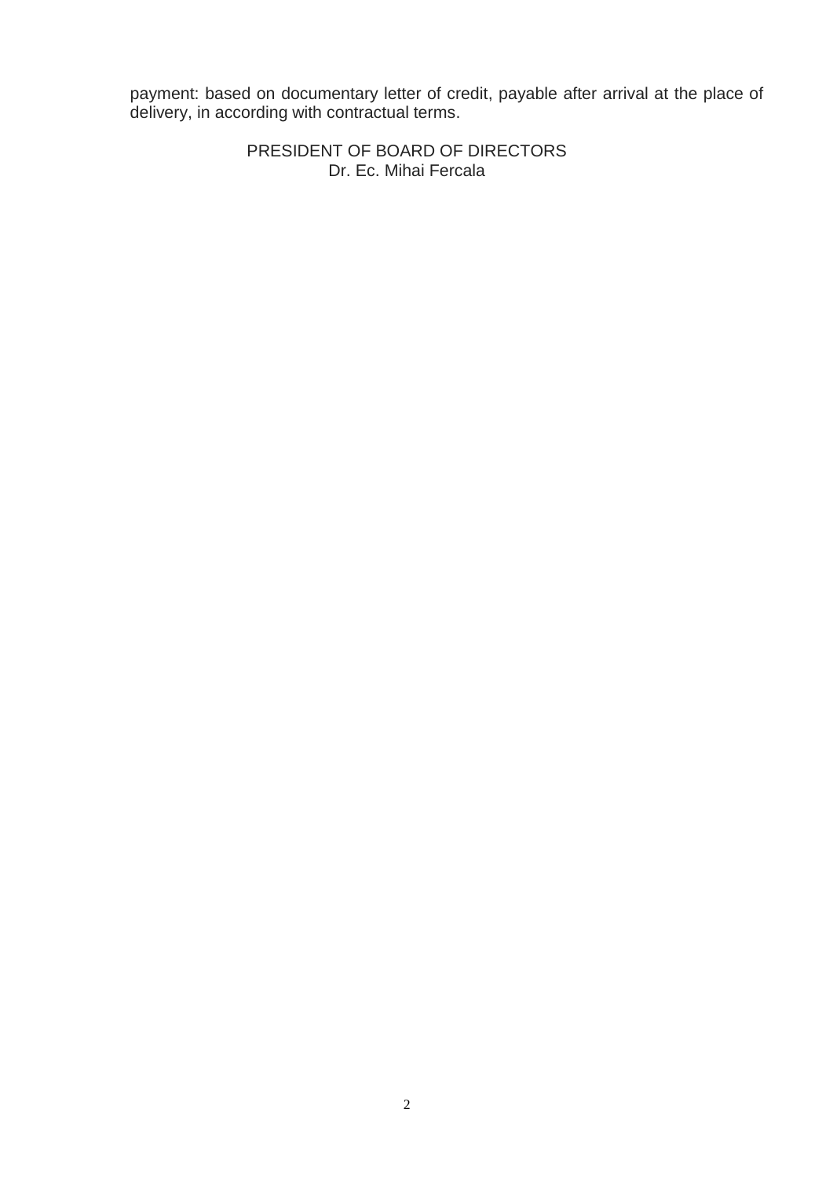payment: based on documentary letter of credit, payable after arrival at the place of delivery, in according with contractual terms.

PRESIDENT OF BOARD OF DIRECTORS
Dr. Ec. Mihai Fercala